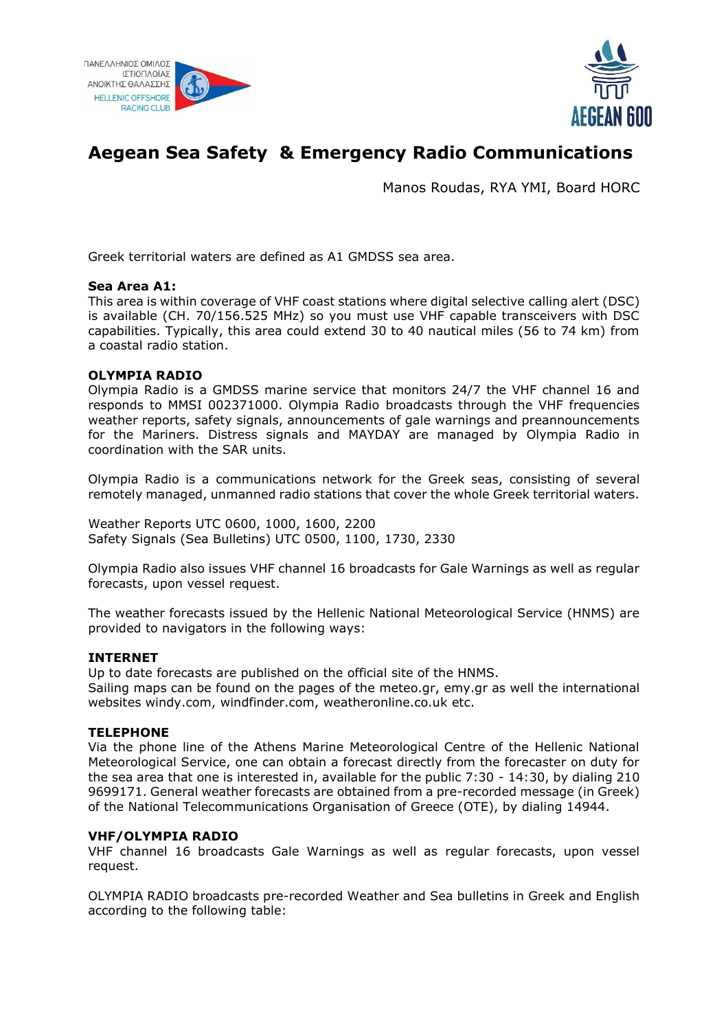ΠΑΝΕΛΛΗΝΙΟΣ ΟΜΙΛΟΣ ΙΣΤΙΟΠΛΟΪΑΣ ΑΝΟΙΚΤΗΣ ΘΑΛΑΣΣΗΣ
HELLENIC OFFSHORE RACING CLUB

AEGEAN 600

# Aegean Sea Safety & Emergency Radio Communications

Manos Roudas, RYA YMI, Board HORC

Greek territorial waters are defined as A1 GMDSS sea area.

**Sea Area A1:**
This area is within coverage of VHF coast stations where digital selective calling alert (DSC) is available (CH. 70/156.525 MHz) so you must use VHF capable transceivers with DSC capabilities. Typically, this area could extend 30 to 40 nautical miles (56 to 74 km) from a coastal radio station.

**OLYMPIA RADIO**
Olympia Radio is a GMDSS marine service that monitors 24/7 the VHF channel 16 and responds to MMSI 002371000. Olympia Radio broadcasts through the VHF frequencies weather reports, safety signals, announcements of gale warnings and preannouncements for the Mariners. Distress signals and MAYDAY are managed by Olympia Radio in coordination with the SAR units.

Olympia Radio is a communications network for the Greek seas, consisting of several remotely managed, unmanned radio stations that cover the whole Greek territorial waters.

Weather Reports UTC 0600, 1000, 1600, 2200
Safety Signals (Sea Bulletins) UTC 0500, 1100, 1730, 2330

Olympia Radio also issues VHF channel 16 broadcasts for Gale Warnings as well as regular forecasts, upon vessel request.

The weather forecasts issued by the Hellenic National Meteorological Service (HNMS) are provided to navigators in the following ways:

**INTERNET**
Up to date forecasts are published on the official site of the HNMS.
Sailing maps can be found on the pages of the meteo.gr, emy.gr as well the international websites windy.com, windfinder.com, weatheronline.co.uk etc.

**TELEPHONE**
Via the phone line of the Athens Marine Meteorological Centre of the Hellenic National Meteorological Service, one can obtain a forecast directly from the forecaster on duty for the sea area that one is interested in, available for the public 7:30 - 14:30, by dialing 210 9699171. General weather forecasts are obtained from a pre-recorded message (in Greek) of the National Telecommunications Organisation of Greece (OTE), by dialing 14944.

**VHF/OLYMPIA RADIO**
VHF channel 16 broadcasts Gale Warnings as well as regular forecasts, upon vessel request.

OLYMPIA RADIO broadcasts pre-recorded Weather and Sea bulletins in Greek and English according to the following table: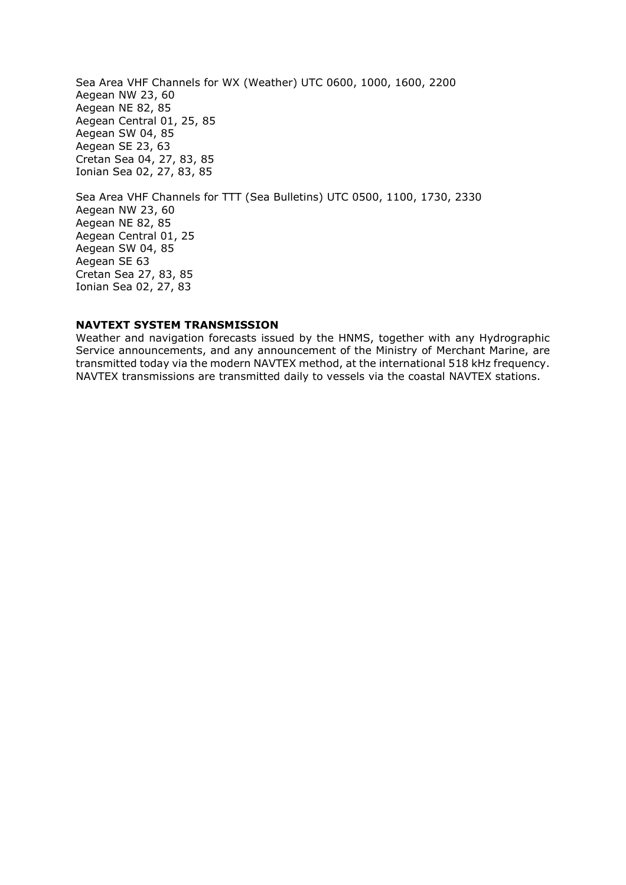Sea Area VHF Channels for WX (Weather) UTC 0600, 1000, 1600, 2200
Aegean NW 23, 60
Aegean NE 82, 85
Aegean Central 01, 25, 85
Aegean SW 04, 85
Aegean SE 23, 63
Cretan Sea 04, 27, 83, 85
Ionian Sea 02, 27, 83, 85

Sea Area VHF Channels for TTT (Sea Bulletins) UTC 0500, 1100, 1730, 2330
Aegean NW 23, 60
Aegean NE 82, 85
Aegean Central 01, 25
Aegean SW 04, 85
Aegean SE 63
Cretan Sea 27, 83, 85
Ionian Sea 02, 27, 83

**NAVTEXT SYSTEM TRANSMISSION**

Weather and navigation forecasts issued by the HNMS, together with any Hydrographic Service announcements, and any announcement of the Ministry of Merchant Marine, are transmitted today via the modern NAVTEX method, at the international 518 kHz frequency. NAVTEX transmissions are transmitted daily to vessels via the coastal NAVTEX stations.